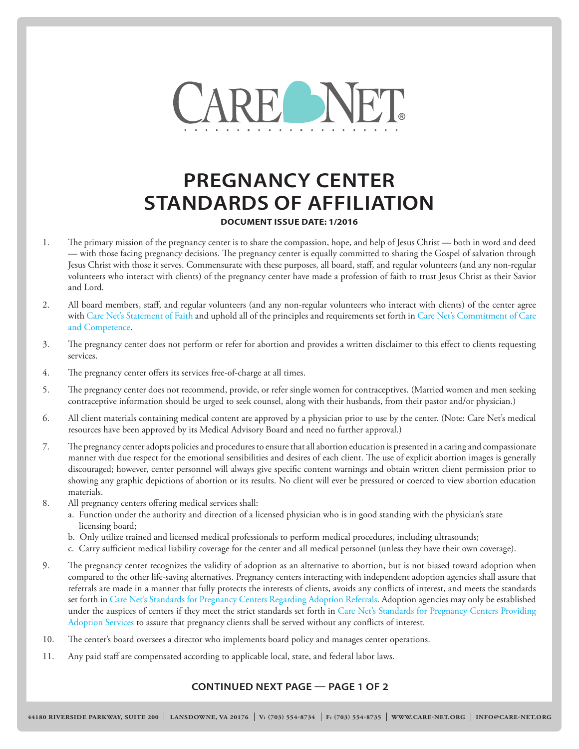CARE NET®

# PREGNANCY CENTER STANDARDS OF AFFILIATION

**DOCUMENT ISSUE DATE: 1/2016**

1. The primary mission of the pregnancy center is to share the compassion, hope, and help of Jesus Christ — both in word and deed — with those facing pregnancy decisions. The pregnancy center is equally committed to sharing the Gospel of salvation through Jesus Christ with those it serves. Commensurate with these purposes, all board, staff, and regular volunteers (and any non-regular volunteers who interact with clients) of the pregnancy center have made a profession of faith to trust Jesus Christ as their Savior and Lord.

2. All board members, staff, and regular volunteers (and any non-regular volunteers who interact with clients) of the center agree with Care Net's Statement of Faith and uphold all of the principles and requirements set forth in Care Net's Commitment of Care and Competence.

3. The pregnancy center does not perform or refer for abortion and provides a written disclaimer to this effect to clients requesting services.

4. The pregnancy center offers its services free-of-charge at all times.

5. The pregnancy center does not recommend, provide, or refer single women for contraceptives. (Married women and men seeking contraceptive information should be urged to seek counsel, along with their husbands, from their pastor and/or physician.)

6. All client materials containing medical content are approved by a physician prior to use by the center. (Note: Care Net's medical resources have been approved by its Medical Advisory Board and need no further approval.)

7. The pregnancy center adopts policies and procedures to ensure that all abortion education is presented in a caring and compassionate manner with due respect for the emotional sensibilities and desires of each client. The use of explicit abortion images is generally discouraged; however, center personnel will always give specific content warnings and obtain written client permission prior to showing any graphic depictions of abortion or its results. No client will ever be pressured or coerced to view abortion education materials.

8. All pregnancy centers offering medical services shall:
   a. Function under the authority and direction of a licensed physician who is in good standing with the physician's state licensing board;
   b. Only utilize trained and licensed medical professionals to perform medical procedures, including ultrasounds;
   c. Carry sufficient medical liability coverage for the center and all medical personnel (unless they have their own coverage).

9. The pregnancy center recognizes the validity of adoption as an alternative to abortion, but is not biased toward adoption when compared to the other life-saving alternatives. Pregnancy centers interacting with independent adoption agencies shall assure that referrals are made in a manner that fully protects the interests of clients, avoids any conflicts of interest, and meets the standards set forth in Care Net's Standards for Pregnancy Centers Regarding Adoption Referrals. Adoption agencies may only be established under the auspices of centers if they meet the strict standards set forth in Care Net's Standards for Pregnancy Centers Providing Adoption Services to assure that pregnancy clients shall be served without any conflicts of interest.

10. The center's board oversees a director who implements board policy and manages center operations.

11. Any paid staff are compensated according to applicable local, state, and federal labor laws.

**CONTINUED NEXT PAGE**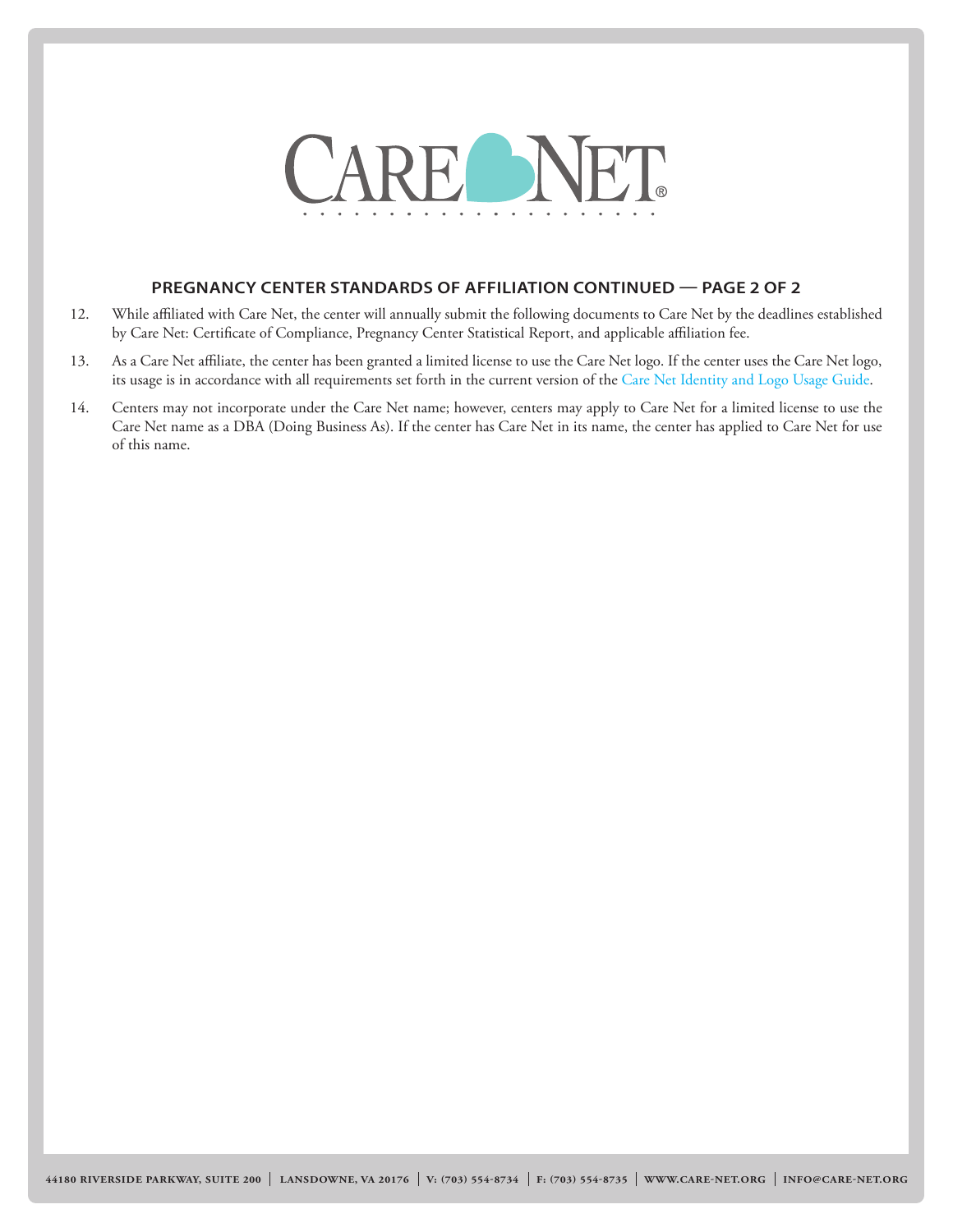## PREGNANCY CENTER STANDARDS OF AFFILIATION CONTINUED — PAGE 2 OF 2

12. While affiliated with Care Net, the center will annually submit the following documents to Care Net by the deadlines established by Care Net: Certificate of Compliance, Pregnancy Center Statistical Report, and applicable affiliation fee.

13. As a Care Net affiliate, the center has been granted a limited license to use the Care Net logo. If the center uses the Care Net logo, its usage is in accordance with all requirements set forth in the current version of the Care Net Identity and Logo Usage Guide.

14. Centers may not incorporate under the Care Net name; however, centers may apply to Care Net for a limited license to use the Care Net name as a DBA (Doing Business As). If the center has Care Net in its name, the center has applied to Care Net for use of this name.